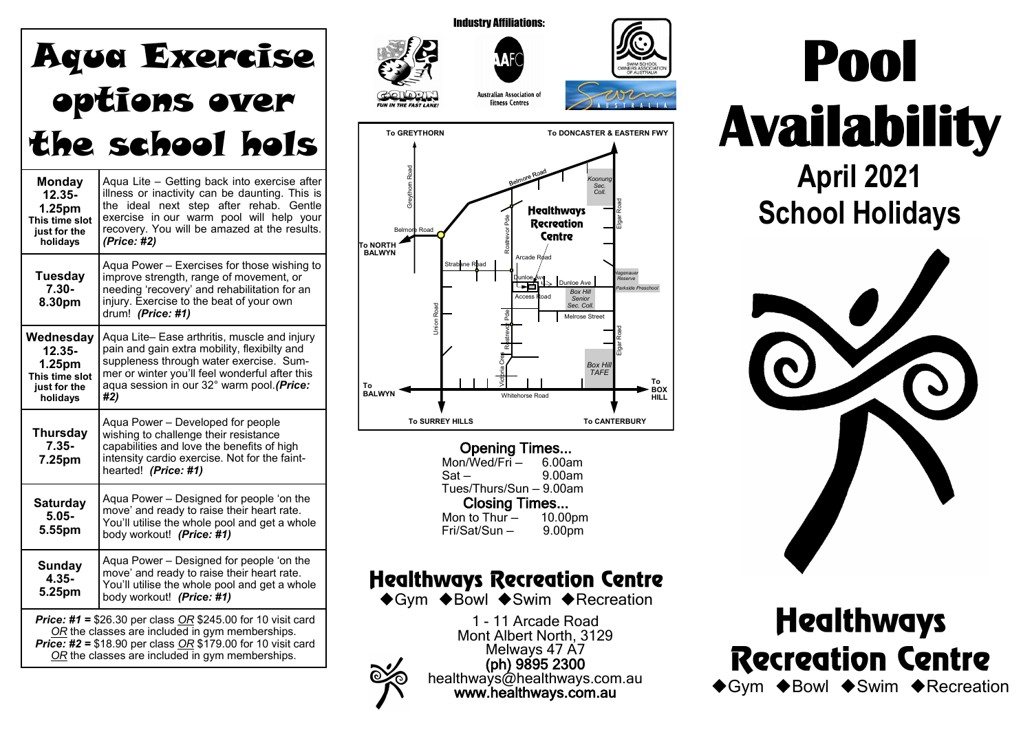# Aqua Exercise options over the school hols

| Day / Time | Class |
|---|---|
| **Monday 12.35-1.25pm** This time slot just for the holidays | Aqua Lite – Getting back into exercise after illness or inactivity can be daunting. This is the ideal next step after rehab. Gentle exercise in our warm pool will help your recovery. You will be amazed at the results. ***(Price: #2)*** |
| **Tuesday 7.30-8.30pm** | Aqua Power – Exercises for those wishing to improve strength, range of movement, or needing 'recovery' and rehabilitation for an injury. Exercise to the beat of your own drum! ***(Price: #1)*** |
| **Wednesday 12.35-1.25pm** This time slot just for the holidays | Aqua Lite– Ease arthritis, muscle and injury pain and gain extra mobility, flexibilty and suppleness through water exercise. Summer or winter you'll feel wonderful after this aqua session in our 32° warm pool. ***(Price: #2)*** |
| **Thursday 7.35-7.25pm** | Aqua Power – Developed for people wishing to challenge their resistance capabilities and love the benefits of high intensity cardio exercise. Not for the faint-hearted! ***(Price: #1)*** |
| **Saturday 5.05-5.55pm** | Aqua Power – Designed for people 'on the move' and ready to raise their heart rate. You'll utilise the whole pool and get a whole body workout! ***(Price: #1)*** |
| **Sunday 4.35-5.25pm** | Aqua Power – Designed for people 'on the move' and ready to raise their heart rate. You'll utilise the whole pool and get a whole body workout! ***(Price: #1)*** |

***Price: #1 =*** $26.30 per class _OR_ $245.00 for 10 visit card _OR_ the classes are included in gym memberships.
***Price: #2 =*** $18.90 per class _OR_ $179.00 for 10 visit card _OR_ the classes are included in gym memberships.

Industry Affiliations:

Goldfin – Fun in the fast lane!
Australian Association of Fitness Centres
Swim School Owners Association of Australia
Swim Australia

To GREYTHORN | To DONCASTER & EASTERN FWY | To NORTH BALWYN | To BALWYN | To BOX HILL | To SURREY HILLS | To CANTERBURY

Belmore Road, Greythorn Road, Rostrevor Pde, Elgar Road, Koonung Sec. Coll., Healthways Recreation Centre, Arcade Road, Strabane Road, Dunloe Ave, Access Road, Box Hill Senior Sec. Coll., Hagenauer Reserve, Parkside Preschool, Melrose Street, Union Road, Victoria Cres, Box Hill TAFE, Whitehorse Road

## Opening Times...

Mon/Wed/Fri – 6.00am
Sat – 9.00am
Tues/Thurs/Sun – 9.00am

## Closing Times...

Mon to Thur – 10.00pm
Fri/Sat/Sun – 9.00pm

## Healthways Recreation Centre

◆Gym ◆Bowl ◆Swim ◆Recreation

1 - 11 Arcade Road
Mont Albert North, 3129
Melways 47 A7
(ph) 9895 2300
healthways@healthways.com.au
www.healthways.com.au

# Pool Availability

## April 2021 School Holidays

# Healthways Recreation Centre

◆Gym ◆Bowl ◆Swim ◆Recreation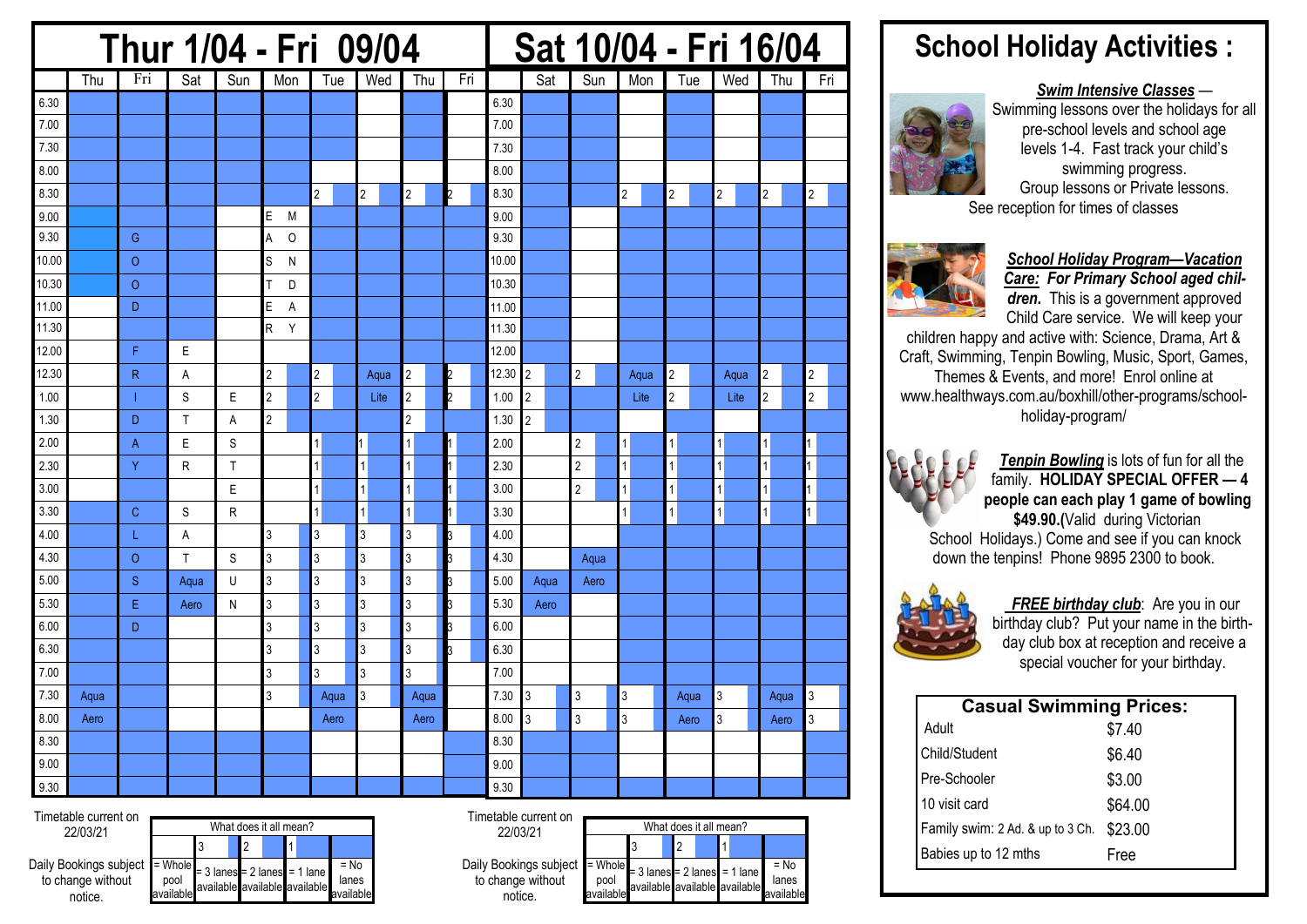# Thur 1/04 - Fri 09/04

| | Thu | Fri | Sat | Sun | Mon | Tue | Wed | Thu | Fri |
|---|---|---|---|---|---|---|---|---|---|
| 6.30 | | | | | | | | | |
| 7.00 | | | | | | | | | |
| 7.30 | | | | | | | | | |
| 8.00 | | | | | | | | | |
| 8.30 | | | | | | 2 | 2 | 2 | 2 |
| 9.00 | | | | | E M | | | | |
| 9.30 | | G | | | A O | | | | |
| 10.00 | | O | | | S N | | | | |
| 10.30 | | O | | | T D | | | | |
| 11.00 | | D | | | E A | | | | |
| 11.30 | | | | | R Y | | | | |
| 12.00 | | F | E | | | | | | |
| 12.30 | | R | A | | 2 | 2 | Aqua | 2 | 2 |
| 1.00 | | I | S | E | 2 | 2 | Lite | 2 | 2 |
| 1.30 | | D | T | A | 2 | | | 2 | |
| 2.00 | | A | E | S | | 1 | 1 | 1 | 1 |
| 2.30 | | Y | R | T | | 1 | 1 | 1 | 1 |
| 3.00 | | | | E | | 1 | 1 | 1 | 1 |
| 3.30 | | C | S | R | | 1 | 1 | 1 | 1 |
| 4.00 | | L | A | | 3 | 3 | 3 | 3 | 3 |
| 4.30 | | O | T | S | 3 | 3 | 3 | 3 | 3 |
| 5.00 | | S | Aqua | U | 3 | 3 | 3 | 3 | 3 |
| 5.30 | | E | Aero | N | 3 | 3 | 3 | 3 | 3 |
| 6.00 | | D | | | 3 | 3 | 3 | 3 | 3 |
| 6.30 | | | | | 3 | 3 | 3 | 3 | 3 |
| 7.00 | | | | | 3 | 3 | 3 | 3 | |
| 7.30 | Aqua | | | | 3 | Aqua | 3 | Aqua | |
| 8.00 | Aero | | | | | Aero | | Aero | |
| 8.30 | | | | | | | | | |
| 9.00 | | | | | | | | | |
| 9.30 | | | | | | | | | |

Timetable current on 22/03/21

Daily Bookings subject to change without notice.

| What does it all mean? | | | | |
|---|---|---|---|---|
| | 3 | 2 | 1 | |
| = Whole pool available | = 3 lanes available | = 2 lanes available | = 1 lane available | = No lanes available |

# Sat 10/04 - Fri 16/04

| | Sat | Sun | Mon | Tue | Wed | Thu | Fri |
|---|---|---|---|---|---|---|---|
| 6.30 | | | | | | | |
| 7.00 | | | | | | | |
| 7.30 | | | | | | | |
| 8.00 | | | | | | | |
| 8.30 | | | 2 | 2 | 2 | 2 | 2 |
| 9.00 | | | | | | | |
| 9.30 | | | | | | | |
| 10.00 | | | | | | | |
| 10.30 | | | | | | | |
| 11.00 | | | | | | | |
| 11.30 | | | | | | | |
| 12.00 | | | | | | | |
| 12.30 | 2 | 2 | Aqua | 2 | Aqua | 2 | 2 |
| 1.00 | 2 | | Lite | 2 | Lite | 2 | 2 |
| 1.30 | 2 | | | | | | |
| 2.00 | | 2 | 1 | 1 | 1 | 1 | 1 |
| 2.30 | | 2 | 1 | 1 | 1 | 1 | 1 |
| 3.00 | | 2 | 1 | 1 | 1 | 1 | 1 |
| 3.30 | | | 1 | 1 | 1 | 1 | 1 |
| 4.00 | | | | | | | |
| 4.30 | | Aqua | | | | | |
| 5.00 | Aqua | Aero | | | | | |
| 5.30 | Aero | | | | | | |
| 6.00 | | | | | | | |
| 6.30 | | | | | | | |
| 7.00 | | | | | | | |
| 7.30 | 3 | 3 | 3 | Aqua | 3 | Aqua | 3 |
| 8.00 | 3 | 3 | 3 | Aero | 3 | Aero | 3 |
| 8.30 | | | | | | | |
| 9.00 | | | | | | | |
| 9.30 | | | | | | | |

Timetable current on 22/03/21

Daily Bookings subject to change without notice.

| What does it all mean? | | | | |
|---|---|---|---|---|
| | 3 | 2 | 1 | |
| = Whole pool available | = 3 lanes available | = 2 lanes available | = 1 lane available | = No lanes available |

# School Holiday Activities :

***Swim Intensive Classes*** — Swimming lessons over the holidays for all pre-school levels and school age levels 1-4. Fast track your child's swimming progress. Group lessons or Private lessons. See reception for times of classes

***School Holiday Program—Vacation Care: For Primary School aged children.*** This is a government approved Child Care service. We will keep your children happy and active with: Science, Drama, Art & Craft, Swimming, Tenpin Bowling, Music, Sport, Games, Themes & Events, and more! Enrol online at www.healthways.com.au/boxhill/other-programs/school-holiday-program/

***Tenpin Bowling*** is lots of fun for all the family. **HOLIDAY SPECIAL OFFER — 4 people can each play 1 game of bowling $49.90.**(Valid during Victorian School Holidays.) Come and see if you can knock down the tenpins! Phone 9895 2300 to book.

***FREE birthday club***: Are you in our birthday club? Put your name in the birthday club box at reception and receive a special voucher for your birthday.

| Casual Swimming Prices: | |
|---|---|
| Adult | $7.40 |
| Child/Student | $6.40 |
| Pre-Schooler | $3.00 |
| 10 visit card | $64.00 |
| Family swim: 2 Ad. & up to 3 Ch. | $23.00 |
| Babies up to 12 mths | Free |